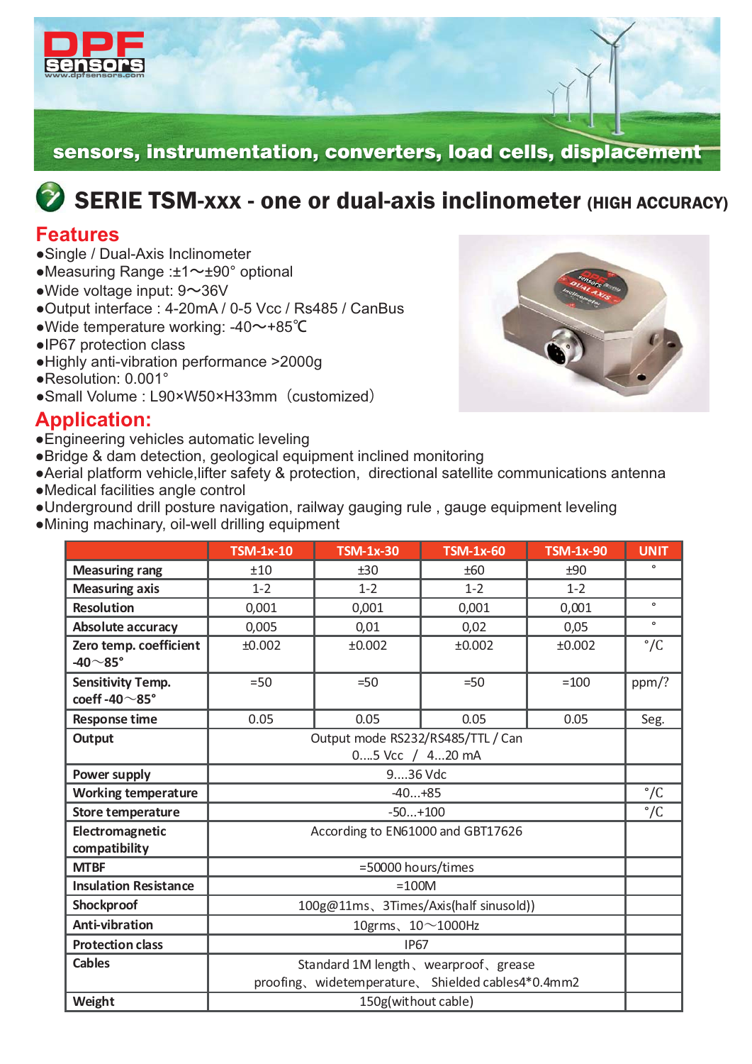sensors, instrumentation, converters, load cells, displacement

# SERIE TSM-xxx - one or dual-axis inclinometer (HIGH ACCURACY)

## Features

- Single / Dual-Axis Inclinometer
- Measuring Range :±1～±90° optional
- Wide voltage input: 9～36V
- Output interface : 4-20mA / 0-5 Vcc / Rs485 / CanBus
- Wide temperature working: -40～+85℃
- IP67 protection class
- Highly anti-vibration performance >2000g
- Resolution: 0.001°
- Small Volume : L90×W50×H33mm（customized）

## Application:

- Engineering vehicles automatic leveling
- Bridge & dam detection, geological equipment inclined monitoring
- Aerial platform vehicle,lifter safety & protection, directional satellite communications antenna
- Medical facilities angle control
- Underground drill posture navigation, railway gauging rule , gauge equipment leveling
- Mining machinary, oil-well drilling equipment

| | TSM-1x-10 | TSM-1x-30 | TSM-1x-60 | TSM-1x-90 | UNIT |
|---|---|---|---|---|---|
| **Measuring rang** | ±10 | ±30 | ±60 | ±90 | ° |
| **Measuring axis** | 1-2 | 1-2 | 1-2 | 1-2 | |
| **Resolution** | 0,001 | 0,001 | 0,001 | 0,001 | ° |
| **Absolute accuracy** | 0,005 | 0,01 | 0,02 | 0,05 | ° |
| **Zero temp. coefficient -40～85°** | ±0.002 | ±0.002 | ±0.002 | ±0.002 | °/C |
| **Sensitivity Temp. coeff -40～85°** | =50 | =50 | =50 | =100 | ppm/? |
| **Response time** | 0.05 | 0.05 | 0.05 | 0.05 | Seg. |
| **Output** | Output mode RS232/RS485/TTL / Can 0....5 Vcc / 4...20 mA | | | | |
| **Power supply** | 9....36 Vdc | | | | |
| **Working temperature** | -40...+85 | | | | °/C |
| **Store temperature** | -50...+100 | | | | °/C |
| **Electromagnetic compatibility** | According to EN61000 and GBT17626 | | | | |
| **MTBF** | =50000 hours/times | | | | |
| **Insulation Resistance** | =100M | | | | |
| **Shockproof** | 100g@11ms、3Times/Axis(half sinusold)) | | | | |
| **Anti-vibration** | 10grms、10～1000Hz | | | | |
| **Protection class** | IP67 | | | | |
| **Cables** | Standard 1M length、wearproof、grease proofing、widetemperature、Shielded cables4*0.4mm2 | | | | |
| **Weight** | 150g(without cable) | | | | |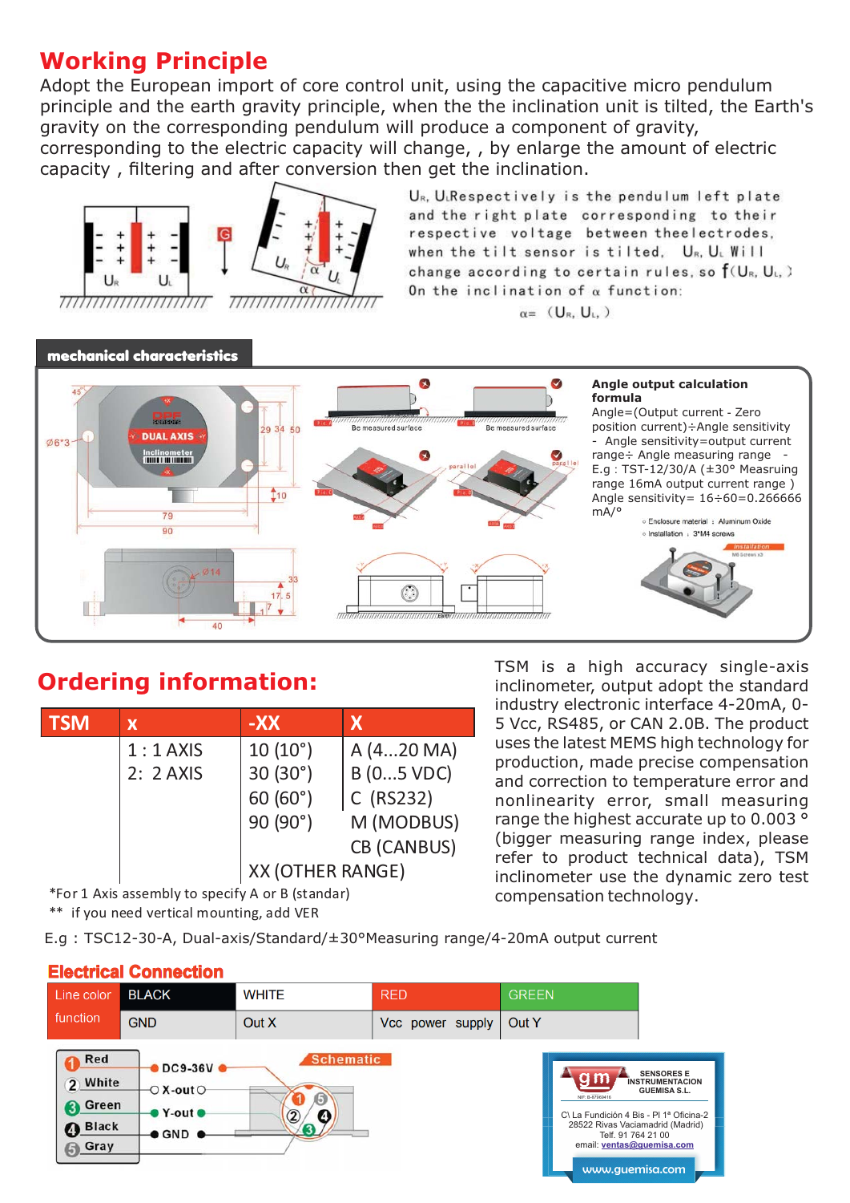# Working Principle

Adopt the European import of core control unit, using the capacitive micro pendulum principle and the earth gravity principle, when the the inclination unit is tilted, the Earth's gravity on the corresponding pendulum will produce a component of gravity, corresponding to the electric capacity will change, , by enlarge the amount of electric capacity , filtering and after conversion then get the inclination.

$U_R$ $U_L$ G $U_R$ $U_L$ $\alpha$ $\alpha$

$U_R$, $U_L$ Respectively is the pendulum left plate and the right plate corresponding to their respective voltage between the electrodes, when the tilt sensor is tilted, $U_R$, $U_L$ Will change according to certain rules, so $f(U_R, U_L)$ On the inclination of $\alpha$ function:

$$\alpha = (U_R, U_L)$$

## mechanical characteristics

45° Ø6*3 DUAL AXIS Inclinometer 29 34 50 10 79 90

Be measured surface Be measured surface parallel parallel

Ø14 33 17.5 7 40

**Angle output calculation formula**

Angle=(Output current - Zero position current)÷Angle sensitivity - Angle sensitivity=output current range÷ Angle measuring range - E.g : TST-12/30/A (±30° Measruing range 16mA output current range ) Angle sensitivity= 16÷60=0.266666 mA/°

○ Enclosure material : Aluminum Oxide
○ Installation : 3*M4 screws

Installation

M6 Screws x3

# Ordering information:

| TSM | x | -XX | X |
|---|---|---|---|
| | 1 : 1 AXIS | 10 (10°) | A (4...20 MA) |
| | 2: 2 AXIS | 30 (30°) | B (0...5 VDC) |
| | | 60 (60°) | C (RS232) |
| | | 90 (90°) | M (MODBUS) |
| | | | CB (CANBUS) |
| | | XX (OTHER RANGE) | |

*For 1 Axis assembly to specify A or B (standar)

** if you need vertical mounting, add VER

TSM is a high accuracy single-axis inclinometer, output adopt the standard industry electronic interface 4-20mA, 0-5 Vcc, RS485, or CAN 2.0B. The product uses the latest MEMS high technology for production, made precise compensation and correction to temperature error and nonlinearity error, small measuring range the highest accurate up to 0.003 ° (bigger measuring range index, please refer to product technical data), TSM inclinometer use the dynamic zero test compensation technology.

E.g : TSC12-30-A, Dual-axis/Standard/±30°Measuring range/4-20mA output current

## Electrical Connection

| Line color | BLACK | WHITE | RED | GREEN |
|---|---|---|---|---|
| function | GND | Out X | Vcc power supply | Out Y |

1 Red — DC9-36V
2 White — X-out
3 Green — Y-out
4 Black — GND
5 Gray

Schematic

SENSORES E INSTRUMENTACION GUEMISA S.L.

C\ La Fundición 4 Bis - Pl 1ª Oficina-2
28522 Rivas Vaciamadrid (Madrid)
Telf. 91 764 21 00
email: ventas@guemisa.com

www.guemisa.com